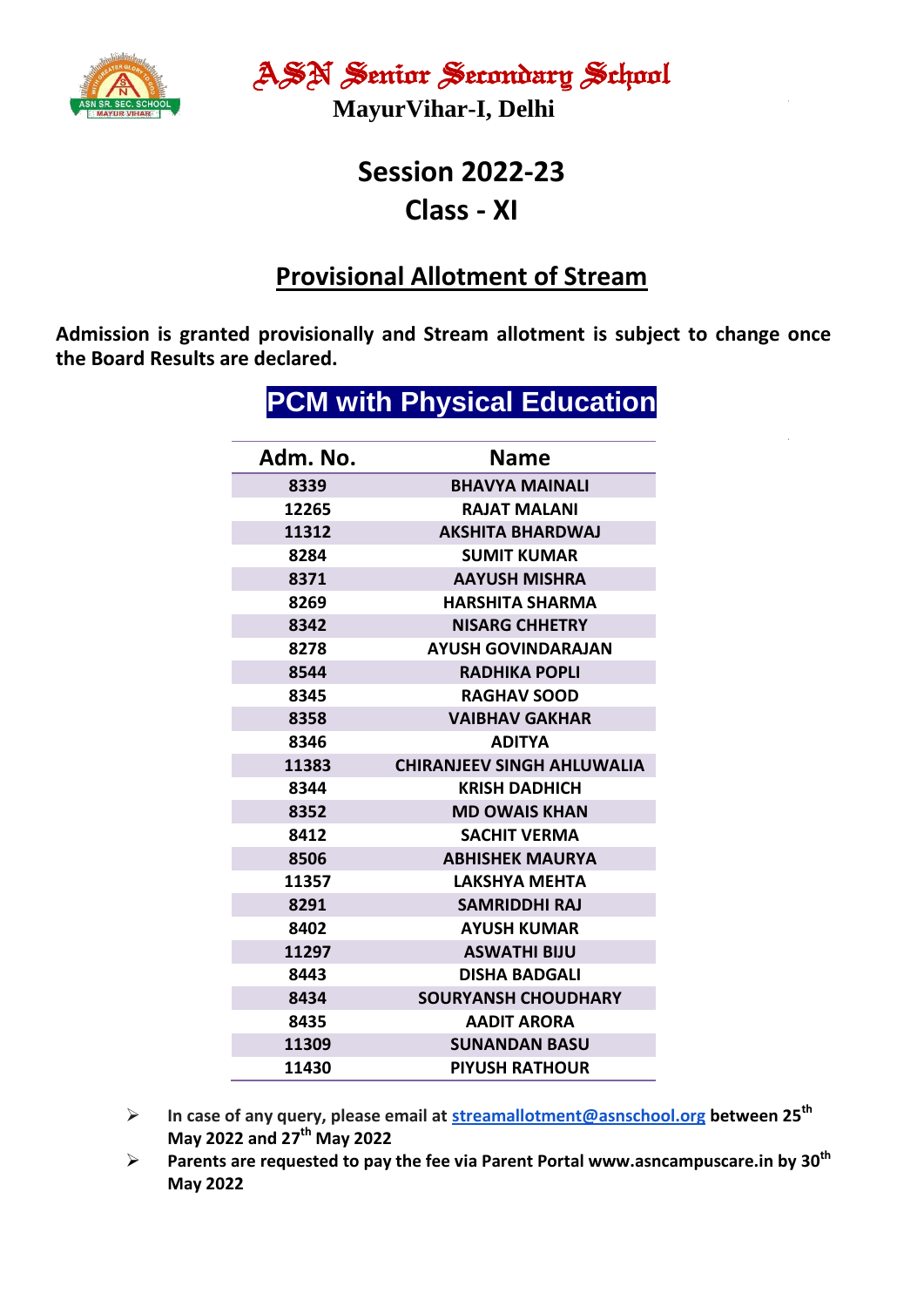# ASN Senior Secondary School

**MayurVihar-I, Delhi**

## Session 2022-23
## Class - XI

### Provisional Allotment of Stream

**Admission is granted provisionally and Stream allotment is subject to change once the Board Results are declared.**

## PCM with Physical Education

| Adm. No. | Name |
|---|---|
| 8339 | BHAVYA MAINALI |
| 12265 | RAJAT MALANI |
| 11312 | AKSHITA BHARDWAJ |
| 8284 | SUMIT KUMAR |
| 8371 | AAYUSH MISHRA |
| 8269 | HARSHITA SHARMA |
| 8342 | NISARG CHHETRY |
| 8278 | AYUSH GOVINDARAJAN |
| 8544 | RADHIKA POPLI |
| 8345 | RAGHAV SOOD |
| 8358 | VAIBHAV GAKHAR |
| 8346 | ADITYA |
| 11383 | CHIRANJEEV SINGH AHLUWALIA |
| 8344 | KRISH DADHICH |
| 8352 | MD OWAIS KHAN |
| 8412 | SACHIT VERMA |
| 8506 | ABHISHEK MAURYA |
| 11357 | LAKSHYA MEHTA |
| 8291 | SAMRIDDHI RAJ |
| 8402 | AYUSH KUMAR |
| 11297 | ASWATHI BIJU |
| 8443 | DISHA BADGALI |
| 8434 | SOURYANSH CHOUDHARY |
| 8435 | AADIT ARORA |
| 11309 | SUNANDAN BASU |
| 11430 | PIYUSH RATHOUR |

- **In case of any query, please email at streamallotment@asnschool.org between 25th May 2022 and 27th May 2022**
- **Parents are requested to pay the fee via Parent Portal www.asncampuscare.in by 30th May 2022**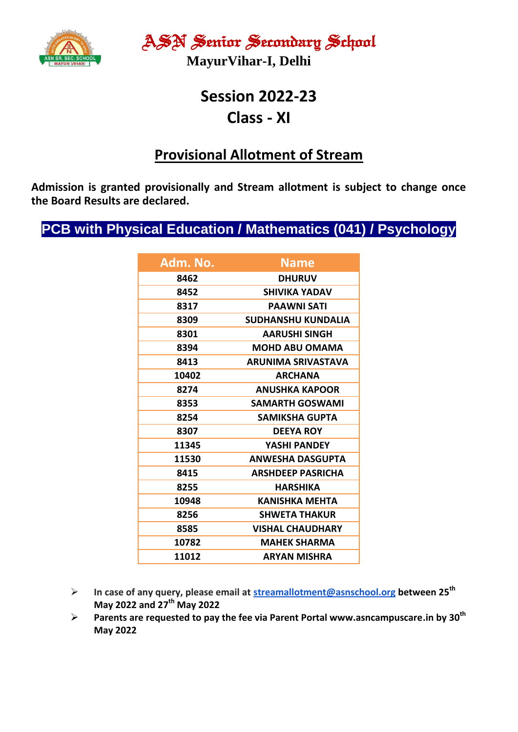# ASN Senior Secondary School

**MayurVihar-I, Delhi**

## Session 2022-23
## Class - XI

### Provisional Allotment of Stream

**Admission is granted provisionally and Stream allotment is subject to change once the Board Results are declared.**

### PCB with Physical Education / Mathematics (041) / Psychology

| Adm. No. | Name |
|---|---|
| 8462 | DHURUV |
| 8452 | SHIVIKA YADAV |
| 8317 | PAAWNI SATI |
| 8309 | SUDHANSHU KUNDALIA |
| 8301 | AARUSHI SINGH |
| 8394 | MOHD ABU OMAMA |
| 8413 | ARUNIMA SRIVASTAVA |
| 10402 | ARCHANA |
| 8274 | ANUSHKA KAPOOR |
| 8353 | SAMARTH GOSWAMI |
| 8254 | SAMIKSHA GUPTA |
| 8307 | DEEYA ROY |
| 11345 | YASHI PANDEY |
| 11530 | ANWESHA DASGUPTA |
| 8415 | ARSHDEEP PASRICHA |
| 8255 | HARSHIKA |
| 10948 | KANISHKA MEHTA |
| 8256 | SHWETA THAKUR |
| 8585 | VISHAL CHAUDHARY |
| 10782 | MAHEK SHARMA |
| 11012 | ARYAN MISHRA |

- **In case of any query, please email at streamallotment@asnschool.org between 25th May 2022 and 27th May 2022**
- **Parents are requested to pay the fee via Parent Portal www.asncampuscare.in by 30th May 2022**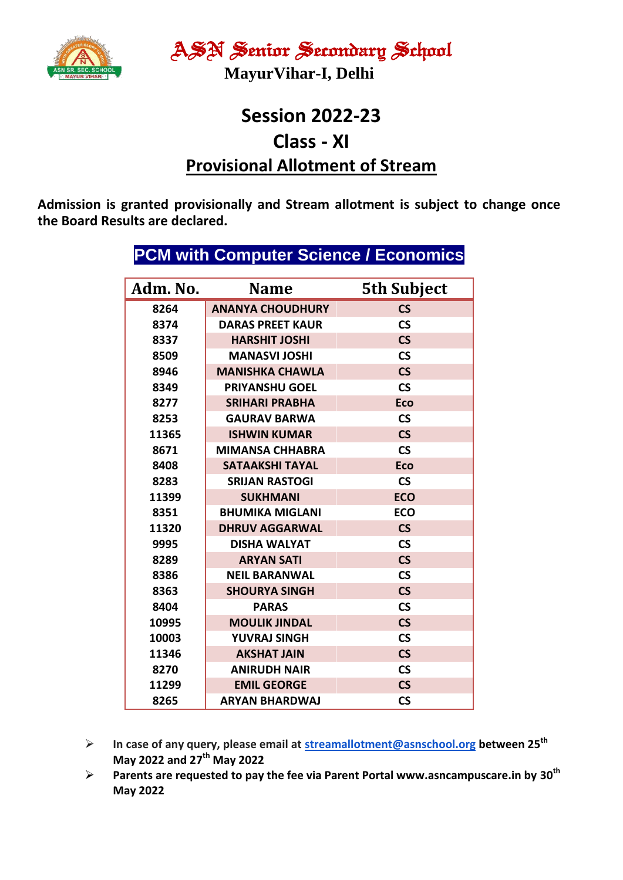# ASN Senior Secondary School

**MayurVihar-I, Delhi**

## Session 2022-23

## Class - XI

## Provisional Allotment of Stream

**Admission is granted provisionally and Stream allotment is subject to change once the Board Results are declared.**

### PCM with Computer Science / Economics

| Adm. No. | Name | 5th Subject |
|---|---|---|
| 8264 | ANANYA CHOUDHURY | CS |
| 8374 | DARAS PREET KAUR | CS |
| 8337 | HARSHIT JOSHI | CS |
| 8509 | MANASVI JOSHI | CS |
| 8946 | MANISHKA CHAWLA | CS |
| 8349 | PRIYANSHU GOEL | CS |
| 8277 | SRIHARI PRABHA | Eco |
| 8253 | GAURAV BARWA | CS |
| 11365 | ISHWIN KUMAR | CS |
| 8671 | MIMANSA CHHABRA | CS |
| 8408 | SATAAKSHI TAYAL | Eco |
| 8283 | SRIJAN RASTOGI | CS |
| 11399 | SUKHMANI | ECO |
| 8351 | BHUMIKA MIGLANI | ECO |
| 11320 | DHRUV AGGARWAL | CS |
| 9995 | DISHA WALYAT | CS |
| 8289 | ARYAN SATI | CS |
| 8386 | NEIL BARANWAL | CS |
| 8363 | SHOURYA SINGH | CS |
| 8404 | PARAS | CS |
| 10995 | MOULIK JINDAL | CS |
| 10003 | YUVRAJ SINGH | CS |
| 11346 | AKSHAT JAIN | CS |
| 8270 | ANIRUDH NAIR | CS |
| 11299 | EMIL GEORGE | CS |
| 8265 | ARYAN BHARDWAJ | CS |

- **In case of any query, please email at streamallotment@asnschool.org between 25th May 2022 and 27th May 2022**
- **Parents are requested to pay the fee via Parent Portal www.asncampuscare.in by 30th May 2022**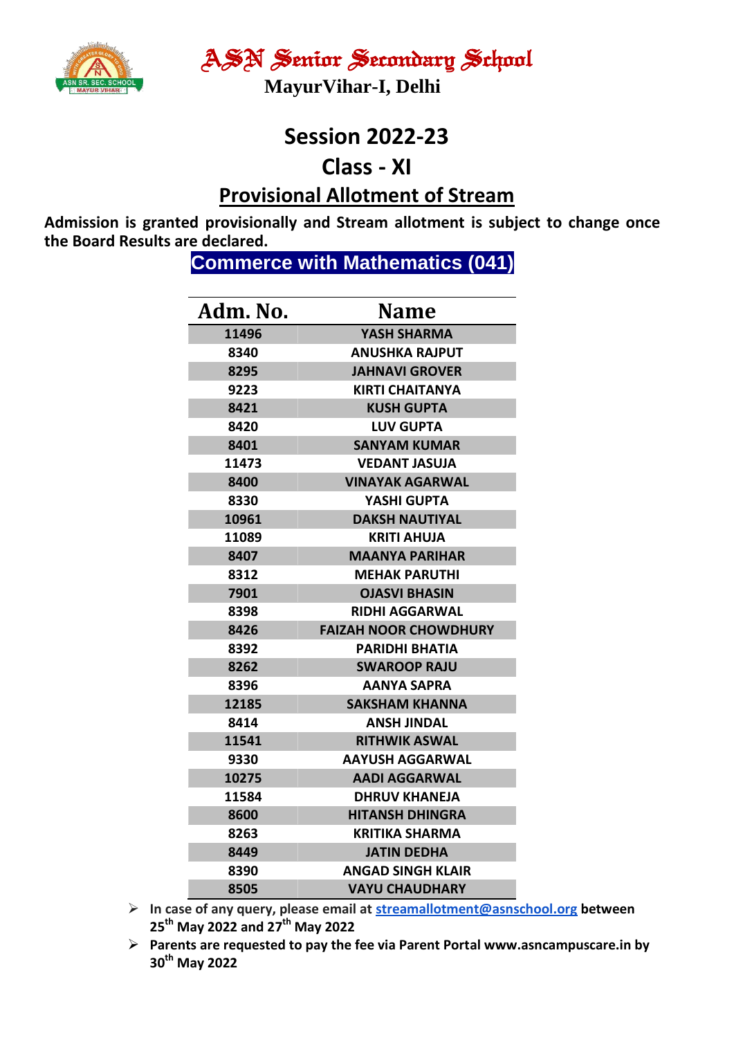# ASN Senior Secondary School

**MayurVihar-I, Delhi**

## Session 2022-23

## Class - XI

## Provisional Allotment of Stream

**Admission is granted provisionally and Stream allotment is subject to change once the Board Results are declared.**

### Commerce with Mathematics (041)

| Adm. No. | Name |
|---|---|
| 11496 | YASH SHARMA |
| 8340 | ANUSHKA RAJPUT |
| 8295 | JAHNAVI GROVER |
| 9223 | KIRTI CHAITANYA |
| 8421 | KUSH GUPTA |
| 8420 | LUV GUPTA |
| 8401 | SANYAM KUMAR |
| 11473 | VEDANT JASUJA |
| 8400 | VINAYAK AGARWAL |
| 8330 | YASHI GUPTA |
| 10961 | DAKSH NAUTIYAL |
| 11089 | KRITI AHUJA |
| 8407 | MAANYA PARIHAR |
| 8312 | MEHAK PARUTHI |
| 7901 | OJASVI BHASIN |
| 8398 | RIDHI AGGARWAL |
| 8426 | FAIZAH NOOR CHOWDHURY |
| 8392 | PARIDHI BHATIA |
| 8262 | SWAROOP RAJU |
| 8396 | AANYA SAPRA |
| 12185 | SAKSHAM KHANNA |
| 8414 | ANSH JINDAL |
| 11541 | RITHWIK ASWAL |
| 9330 | AAYUSH AGGARWAL |
| 10275 | AADI AGGARWAL |
| 11584 | DHRUV KHANEJA |
| 8600 | HITANSH DHINGRA |
| 8263 | KRITIKA SHARMA |
| 8449 | JATIN DEDHA |
| 8390 | ANGAD SINGH KLAIR |
| 8505 | VAYU CHAUDHARY |

- **In case of any query, please email at streamallotment@asnschool.org between 25th May 2022 and 27th May 2022**
- **Parents are requested to pay the fee via Parent Portal www.asncampuscare.in by 30th May 2022**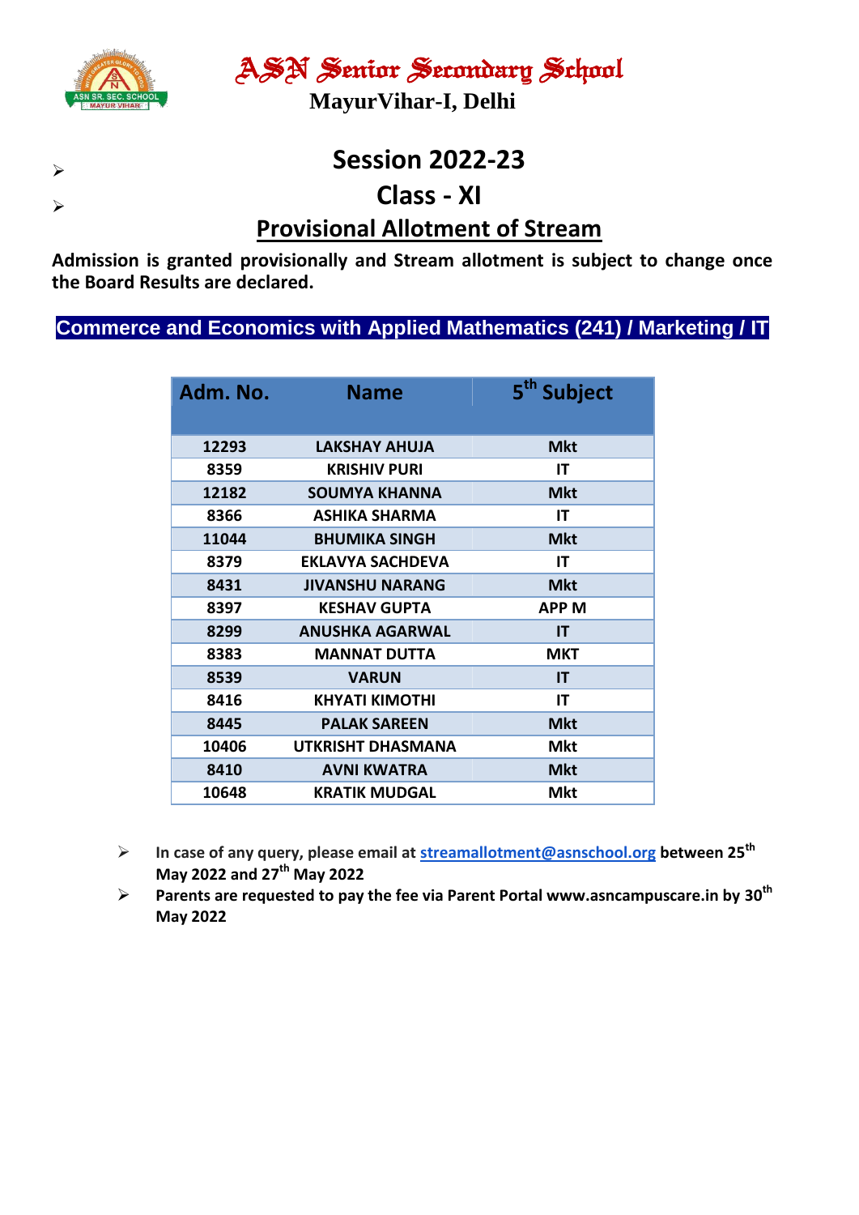# ASN Senior Secondary School

**MayurVihar-I, Delhi**

## Session 2022-23

## Class - XI

## Provisional Allotment of Stream

**Admission is granted provisionally and Stream allotment is subject to change once the Board Results are declared.**

**Commerce and Economics with Applied Mathematics (241) / Marketing / IT**

| Adm. No. | Name | 5th Subject |
|---|---|---|
| 12293 | LAKSHAY AHUJA | Mkt |
| 8359 | KRISHIV PURI | IT |
| 12182 | SOUMYA KHANNA | Mkt |
| 8366 | ASHIKA SHARMA | IT |
| 11044 | BHUMIKA SINGH | Mkt |
| 8379 | EKLAVYA SACHDEVA | IT |
| 8431 | JIVANSHU NARANG | Mkt |
| 8397 | KESHAV GUPTA | APP M |
| 8299 | ANUSHKA AGARWAL | IT |
| 8383 | MANNAT DUTTA | MKT |
| 8539 | VARUN | IT |
| 8416 | KHYATI KIMOTHI | IT |
| 8445 | PALAK SAREEN | Mkt |
| 10406 | UTKRISHT DHASMANA | Mkt |
| 8410 | AVNI KWATRA | Mkt |
| 10648 | KRATIK MUDGAL | Mkt |

- **In case of any query, please email at streamallotment@asnschool.org between 25th May 2022 and 27th May 2022**
- **Parents are requested to pay the fee via Parent Portal www.asncampuscare.in by 30th May 2022**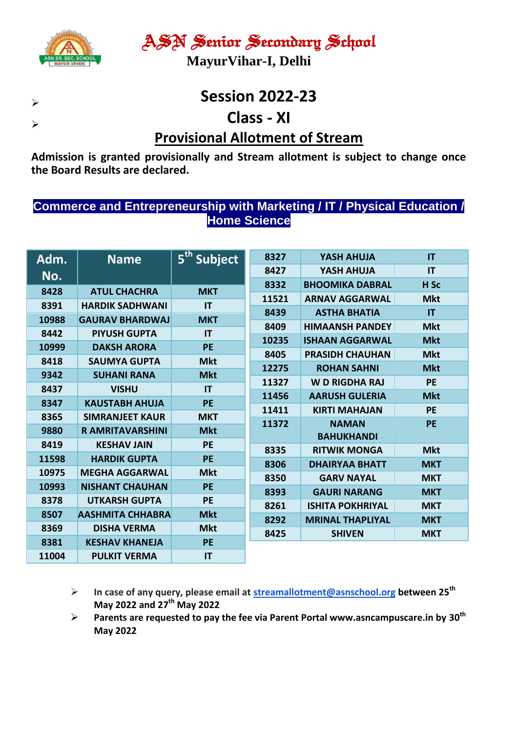# ASN Senior Secondary School

**MayurVihar-I, Delhi**

## Session 2022-23

## Class - XI

## Provisional Allotment of Stream

**Admission is granted provisionally and Stream allotment is subject to change once the Board Results are declared.**

### Commerce and Entrepreneurship with Marketing / IT / Physical Education / Home Science

| Adm. No. | Name | 5th Subject |
|---|---|---|
| 8428 | ATUL CHACHRA | MKT |
| 8391 | HARDIK SADHWANI | IT |
| 10988 | GAURAV BHARDWAJ | MKT |
| 8442 | PIYUSH GUPTA | IT |
| 10999 | DAKSH ARORA | PE |
| 8418 | SAUMYA GUPTA | Mkt |
| 9342 | SUHANI RANA | Mkt |
| 8437 | VISHU | IT |
| 8347 | KAUSTABH AHUJA | PE |
| 8365 | SIMRANJEET KAUR | MKT |
| 9880 | R AMRITAVARSHINI | Mkt |
| 8419 | KESHAV JAIN | PE |
| 11598 | HARDIK GUPTA | PE |
| 10975 | MEGHA AGGARWAL | Mkt |
| 10993 | NISHANT CHAUHAN | PE |
| 8378 | UTKARSH GUPTA | PE |
| 8507 | AASHMITA CHHABRA | Mkt |
| 8369 | DISHA VERMA | Mkt |
| 8381 | KESHAV KHANEJA | PE |
| 11004 | PULKIT VERMA | IT |
| 8327 | YASH AHUJA | IT |
| 8427 | YASH AHUJA | IT |
| 8332 | BHOOMIKA DABRAL | H Sc |
| 11521 | ARNAV AGGARWAL | Mkt |
| 8439 | ASTHA BHATIA | IT |
| 8409 | HIMAANSH PANDEY | Mkt |
| 10235 | ISHAAN AGGARWAL | Mkt |
| 8405 | PRASIDH CHAUHAN | Mkt |
| 12275 | ROHAN SAHNI | Mkt |
| 11327 | W D RIGDHA RAJ | PE |
| 11456 | AARUSH GULERIA | Mkt |
| 11411 | KIRTI MAHAJAN | PE |
| 11372 | NAMAN BAHUKHANDI | PE |
| 8335 | RITWIK MONGA | Mkt |
| 8306 | DHAIRYAA BHATT | MKT |
| 8350 | GARV NAYAL | MKT |
| 8393 | GAURI NARANG | MKT |
| 8261 | ISHITA POKHRIYAL | MKT |
| 8292 | MRINAL THAPLIYAL | MKT |
| 8425 | SHIVEN | MKT |

- **In case of any query, please email at streamallotment@asnschool.org between 25th May 2022 and 27th May 2022**
- **Parents are requested to pay the fee via Parent Portal www.asncampuscare.in by 30th May 2022**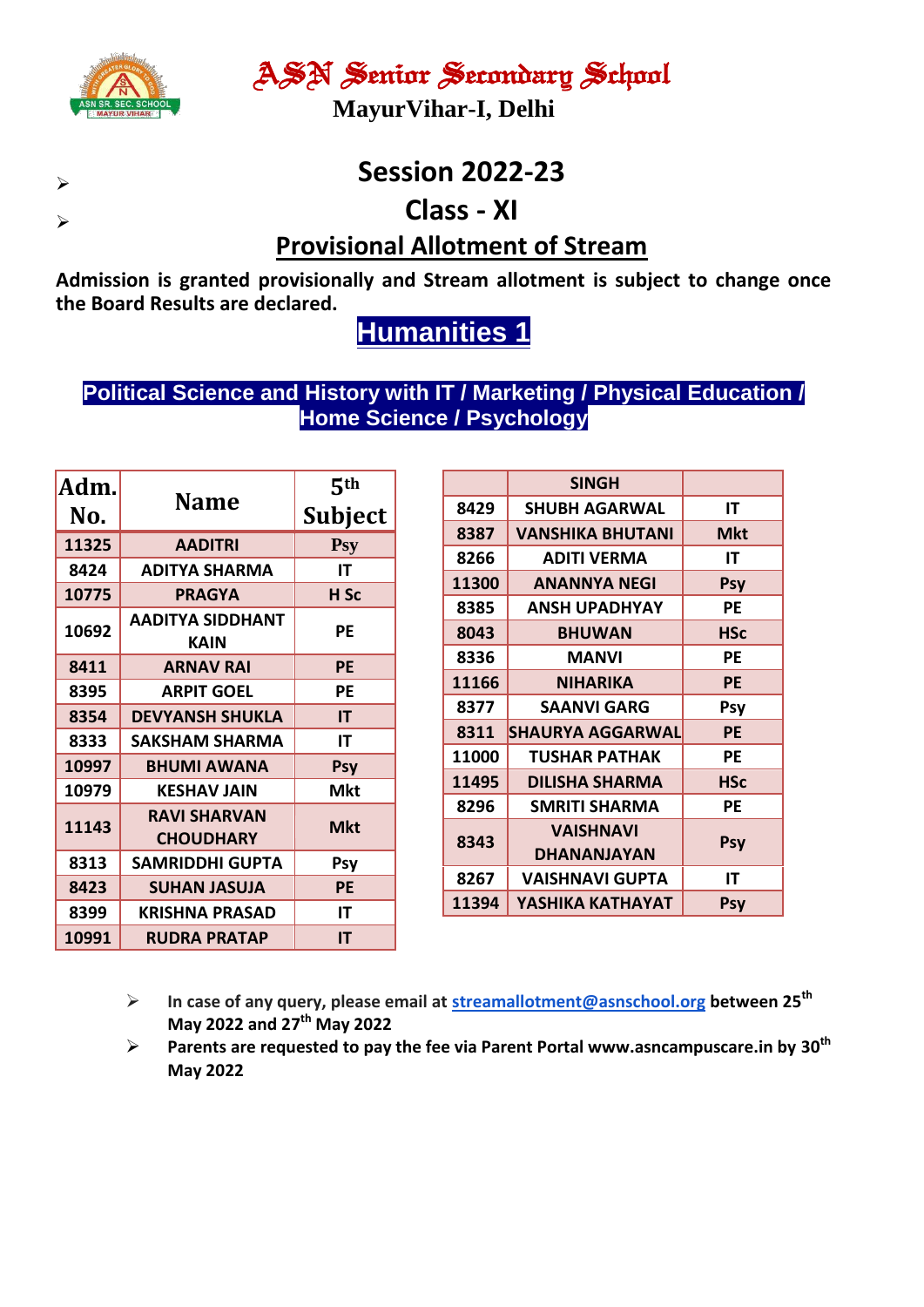# ASN Senior Secondary School

**MayurVihar-I, Delhi**

## Session 2022-23

## Class - XI

## Provisional Allotment of Stream

**Admission is granted provisionally and Stream allotment is subject to change once the Board Results are declared.**

## Humanities 1

### Political Science and History with IT / Marketing / Physical Education / Home Science / Psychology

| Adm. No. | Name | 5th Subject |
|---|---|---|
| 11325 | AADITRI | Psy |
| 8424 | ADITYA SHARMA | IT |
| 10775 | PRAGYA | H Sc |
| 10692 | AADITYA SIDDHANT KAIN | PE |
| 8411 | ARNAV RAI | PE |
| 8395 | ARPIT GOEL | PE |
| 8354 | DEVYANSH SHUKLA | IT |
| 8333 | SAKSHAM SHARMA | IT |
| 10997 | BHUMI AWANA | Psy |
| 10979 | KESHAV JAIN | Mkt |
| 11143 | RAVI SHARVAN CHOUDHARY | Mkt |
| 8313 | SAMRIDDHI GUPTA | Psy |
| 8423 | SUHAN JASUJA | PE |
| 8399 | KRISHNA PRASAD | IT |
| 10991 | RUDRA PRATAP | IT |

| | | |
|---|---|---|
| | SINGH | |
| 8429 | SHUBH AGARWAL | IT |
| 8387 | VANSHIKA BHUTANI | Mkt |
| 8266 | ADITI VERMA | IT |
| 11300 | ANANNYA NEGI | Psy |
| 8385 | ANSH UPADHYAY | PE |
| 8043 | BHUWAN | HSc |
| 8336 | MANVI | PE |
| 11166 | NIHARIKA | PE |
| 8377 | SAANVI GARG | Psy |
| 8311 | SHAURYA AGGARWAL | PE |
| 11000 | TUSHAR PATHAK | PE |
| 11495 | DILISHA SHARMA | HSc |
| 8296 | SMRITI SHARMA | PE |
| 8343 | VAISHNAVI DHANANJAYAN | Psy |
| 8267 | VAISHNAVI GUPTA | IT |
| 11394 | YASHIKA KATHAYAT | Psy |

- **In case of any query, please email at streamallotment@asnschool.org between 25th May 2022 and 27th May 2022**
- **Parents are requested to pay the fee via Parent Portal www.asncampuscare.in by 30th May 2022**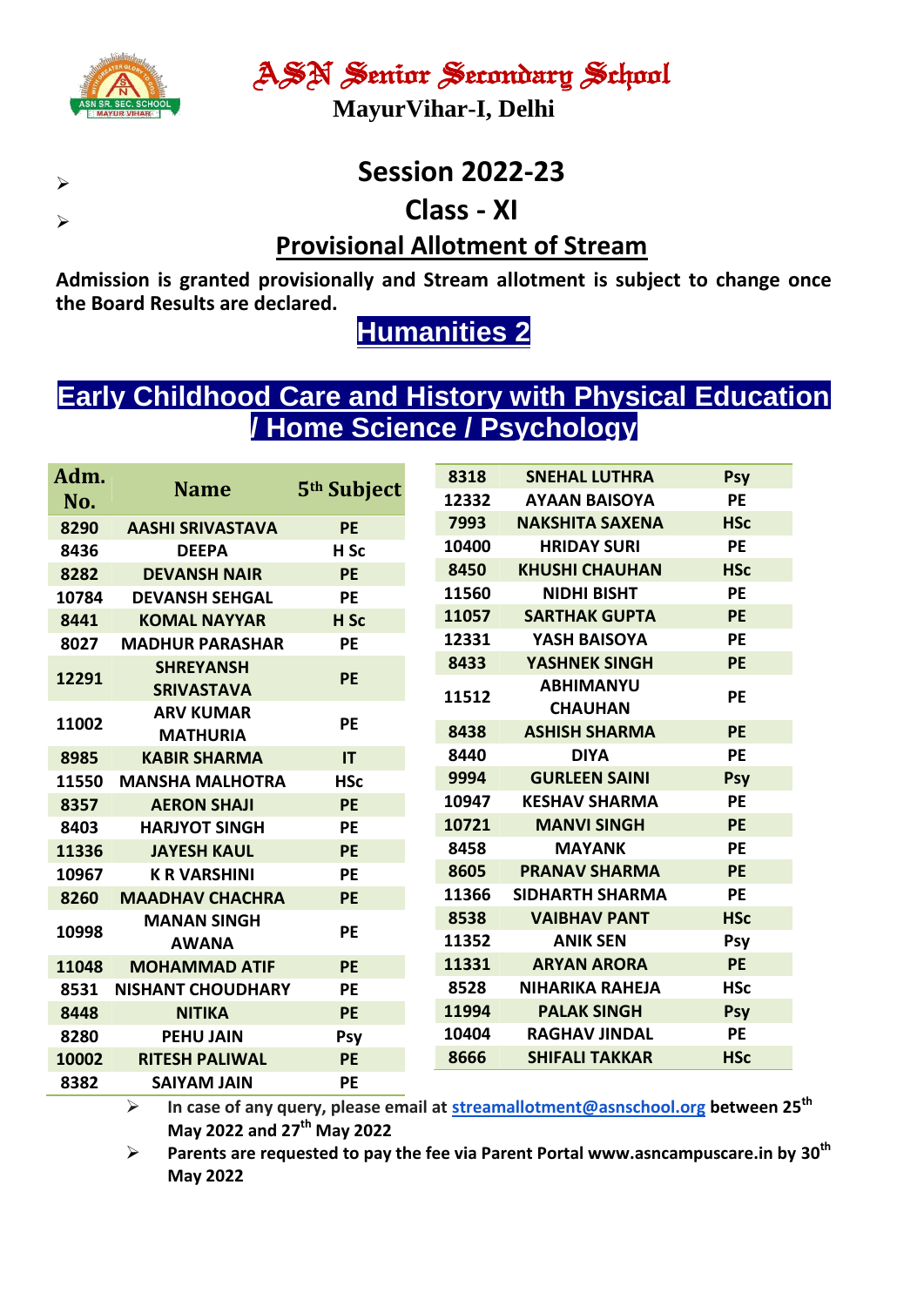# ASN Senior Secondary School

**MayurVihar-I, Delhi**

## Session 2022-23

## Class - XI

## Provisional Allotment of Stream

**Admission is granted provisionally and Stream allotment is subject to change once the Board Results are declared.**

## Humanities 2

## Early Childhood Care and History with Physical Education / Home Science / Psychology

| Adm. No. | Name | 5th Subject |
|---|---|---|
| 8290 | AASHI SRIVASTAVA | PE |
| 8436 | DEEPA | H Sc |
| 8282 | DEVANSH NAIR | PE |
| 10784 | DEVANSH SEHGAL | PE |
| 8441 | KOMAL NAYYAR | H Sc |
| 8027 | MADHUR PARASHAR | PE |
| 12291 | SHREYANSH SRIVASTAVA | PE |
| 11002 | ARV KUMAR MATHURIA | PE |
| 8985 | KABIR SHARMA | IT |
| 11550 | MANSHA MALHOTRA | HSc |
| 8357 | AERON SHAJI | PE |
| 8403 | HARJYOT SINGH | PE |
| 11336 | JAYESH KAUL | PE |
| 10967 | K R VARSHINI | PE |
| 8260 | MAADHAV CHACHRA | PE |
| 10998 | MANAN SINGH AWANA | PE |
| 11048 | MOHAMMAD ATIF | PE |
| 8531 | NISHANT CHOUDHARY | PE |
| 8448 | NITIKA | PE |
| 8280 | PEHU JAIN | Psy |
| 10002 | RITESH PALIWAL | PE |
| 8382 | SAIYAM JAIN | PE |
| 8318 | SNEHAL LUTHRA | Psy |
| 12332 | AYAAN BAISOYA | PE |
| 7993 | NAKSHITA SAXENA | HSc |
| 10400 | HRIDAY SURI | PE |
| 8450 | KHUSHI CHAUHAN | HSc |
| 11560 | NIDHI BISHT | PE |
| 11057 | SARTHAK GUPTA | PE |
| 12331 | YASH BAISOYA | PE |
| 8433 | YASHNEK SINGH | PE |
| 11512 | ABHIMANYU CHAUHAN | PE |
| 8438 | ASHISH SHARMA | PE |
| 8440 | DIYA | PE |
| 9994 | GURLEEN SAINI | Psy |
| 10947 | KESHAV SHARMA | PE |
| 10721 | MANVI SINGH | PE |
| 8458 | MAYANK | PE |
| 8605 | PRANAV SHARMA | PE |
| 11366 | SIDHARTH SHARMA | PE |
| 8538 | VAIBHAV PANT | HSc |
| 11352 | ANIK SEN | Psy |
| 11331 | ARYAN ARORA | PE |
| 8528 | NIHARIKA RAHEJA | HSc |
| 11994 | PALAK SINGH | Psy |
| 10404 | RAGHAV JINDAL | PE |
| 8666 | SHIFALI TAKKAR | HSc |

- **In case of any query, please email at streamallotment@asnschool.org between 25th May 2022 and 27th May 2022**
- **Parents are requested to pay the fee via Parent Portal www.asncampuscare.in by 30th May 2022**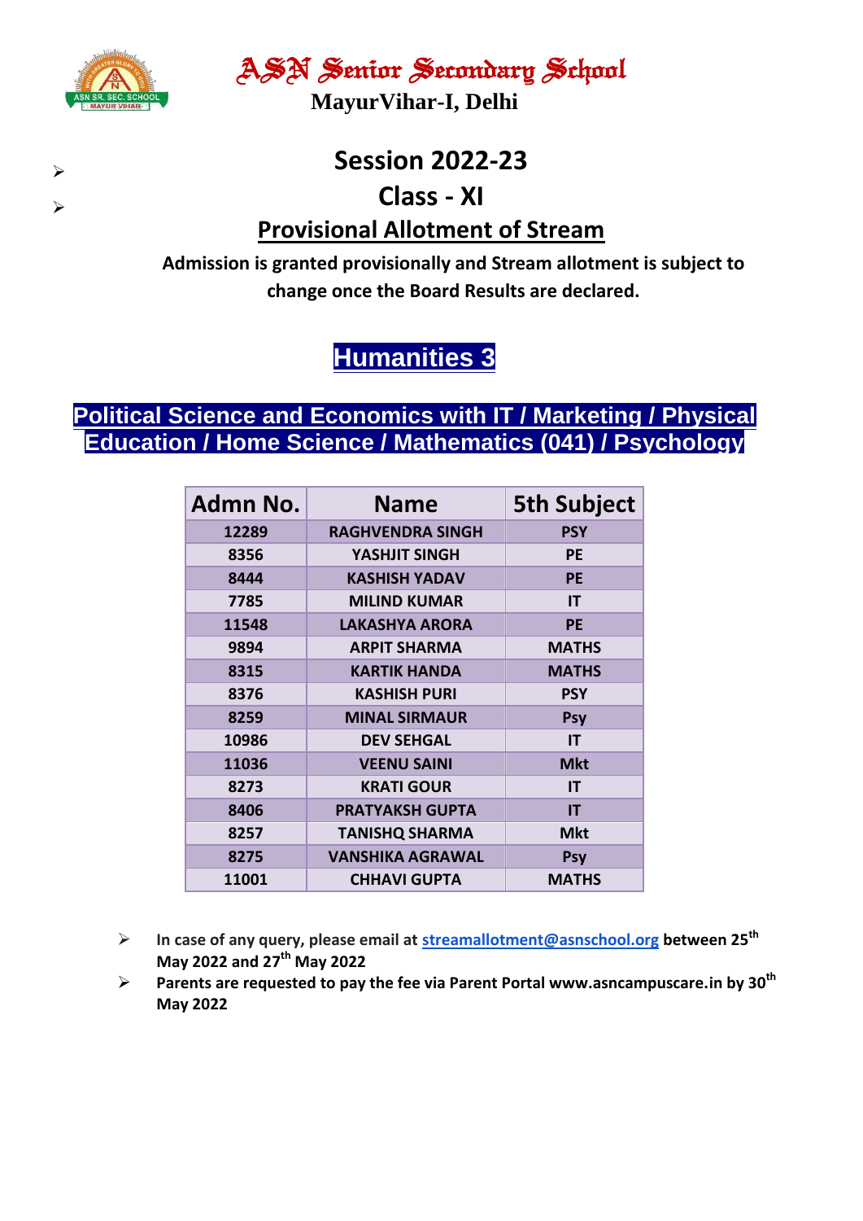# ASN Senior Secondary School

MayurVihar-I, Delhi

## Session 2022-23

## Class - XI

## Provisional Allotment of Stream

**Admission is granted provisionally and Stream allotment is subject to change once the Board Results are declared.**

## Humanities 3

### Political Science and Economics with IT / Marketing / Physical Education / Home Science / Mathematics (041) / Psychology

| Admn No. | Name | 5th Subject |
|---|---|---|
| 12289 | RAGHVENDRA SINGH | PSY |
| 8356 | YASHJIT SINGH | PE |
| 8444 | KASHISH YADAV | PE |
| 7785 | MILIND KUMAR | IT |
| 11548 | LAKASHYA ARORA | PE |
| 9894 | ARPIT SHARMA | MATHS |
| 8315 | KARTIK HANDA | MATHS |
| 8376 | KASHISH PURI | PSY |
| 8259 | MINAL SIRMAUR | Psy |
| 10986 | DEV SEHGAL | IT |
| 11036 | VEENU SAINI | Mkt |
| 8273 | KRATI GOUR | IT |
| 8406 | PRATYAKSH GUPTA | IT |
| 8257 | TANISHQ SHARMA | Mkt |
| 8275 | VANSHIKA AGRAWAL | Psy |
| 11001 | CHHAVI GUPTA | MATHS |

- **In case of any query, please email at streamallotment@asnschool.org between 25th May 2022 and 27th May 2022**
- **Parents are requested to pay the fee via Parent Portal www.asncampuscare.in by 30th May 2022**